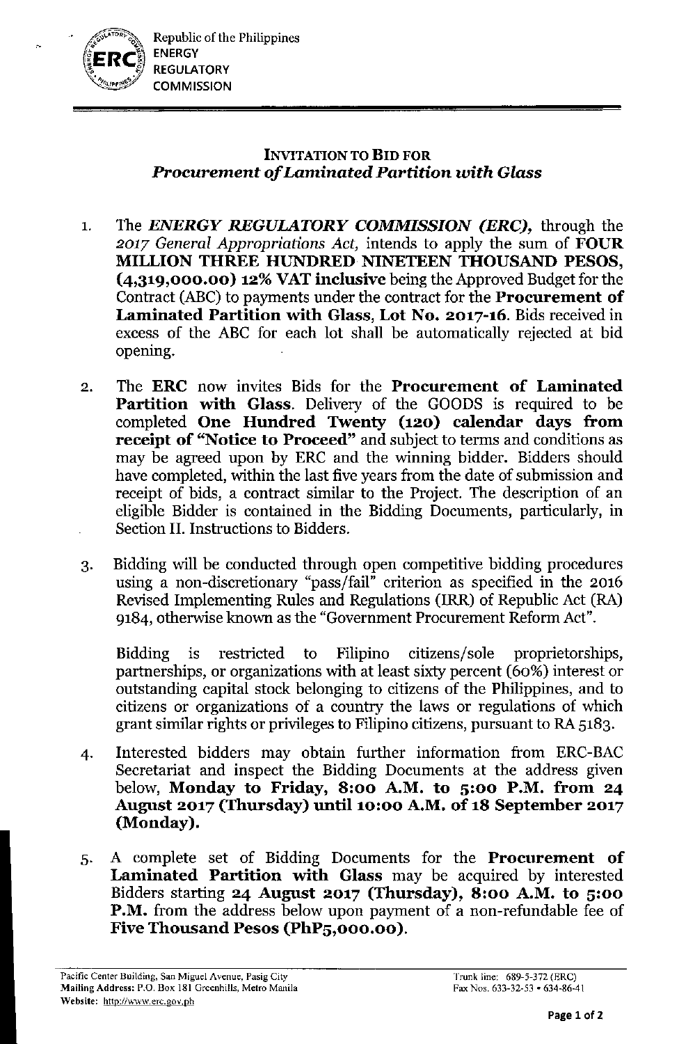Republic of the Philippines
ENERGY
REGULATORY
COMMISSION

# INVITATION TO BID FOR
## *Procurement of Laminated Partition with Glass*

1. The ***ENERGY REGULATORY COMMISSION (ERC),*** through the *2017 General Appropriations Act,* intends to apply the sum of **FOUR MILLION THREE HUNDRED NINETEEN THOUSAND PESOS, (4,319,000.00) 12% VAT inclusive** being the Approved Budget for the Contract (ABC) to payments under the contract for the **Procurement of Laminated Partition with Glass, Lot No. 2017-16.** Bids received in excess of the ABC for each lot shall be automatically rejected at bid opening.

2. The **ERC** now invites Bids for the **Procurement of Laminated Partition with Glass.** Delivery of the GOODS is required to be completed **One Hundred Twenty (120) calendar days from receipt of "Notice to Proceed"** and subject to terms and conditions as may be agreed upon by ERC and the winning bidder. Bidders should have completed, within the last five years from the date of submission and receipt of bids, a contract similar to the Project. The description of an eligible Bidder is contained in the Bidding Documents, particularly, in Section II. Instructions to Bidders.

3. Bidding will be conducted through open competitive bidding procedures using a non-discretionary "pass/fail" criterion as specified in the 2016 Revised Implementing Rules and Regulations (IRR) of Republic Act (RA) 9184, otherwise known as the "Government Procurement Reform Act".

   Bidding is restricted to Filipino citizens/sole proprietorships, partnerships, or organizations with at least sixty percent (60%) interest or outstanding capital stock belonging to citizens of the Philippines, and to citizens or organizations of a country the laws or regulations of which grant similar rights or privileges to Filipino citizens, pursuant to RA 5183.

4. Interested bidders may obtain further information from ERC-BAC Secretariat and inspect the Bidding Documents at the address given below, **Monday to Friday, 8:00 A.M. to 5:00 P.M. from 24 August 2017 (Thursday) until 10:00 A.M. of 18 September 2017 (Monday).**

5. A complete set of Bidding Documents for the **Procurement of Laminated Partition with Glass** may be acquired by interested Bidders starting **24 August 2017 (Thursday), 8:00 A.M. to 5:00 P.M.** from the address below upon payment of a non-refundable fee of **Five Thousand Pesos (PhP5,000.00).**

Pacific Center Building, San Miguel Avenue, Pasig City
Mailing Address: P.O. Box 181 Greenhills, Metro Manila
Website: http://www.erc.gov.ph

Trunk line: 689-5-372 (ERC)
Fax Nos. 633-32-53 • 634-86-41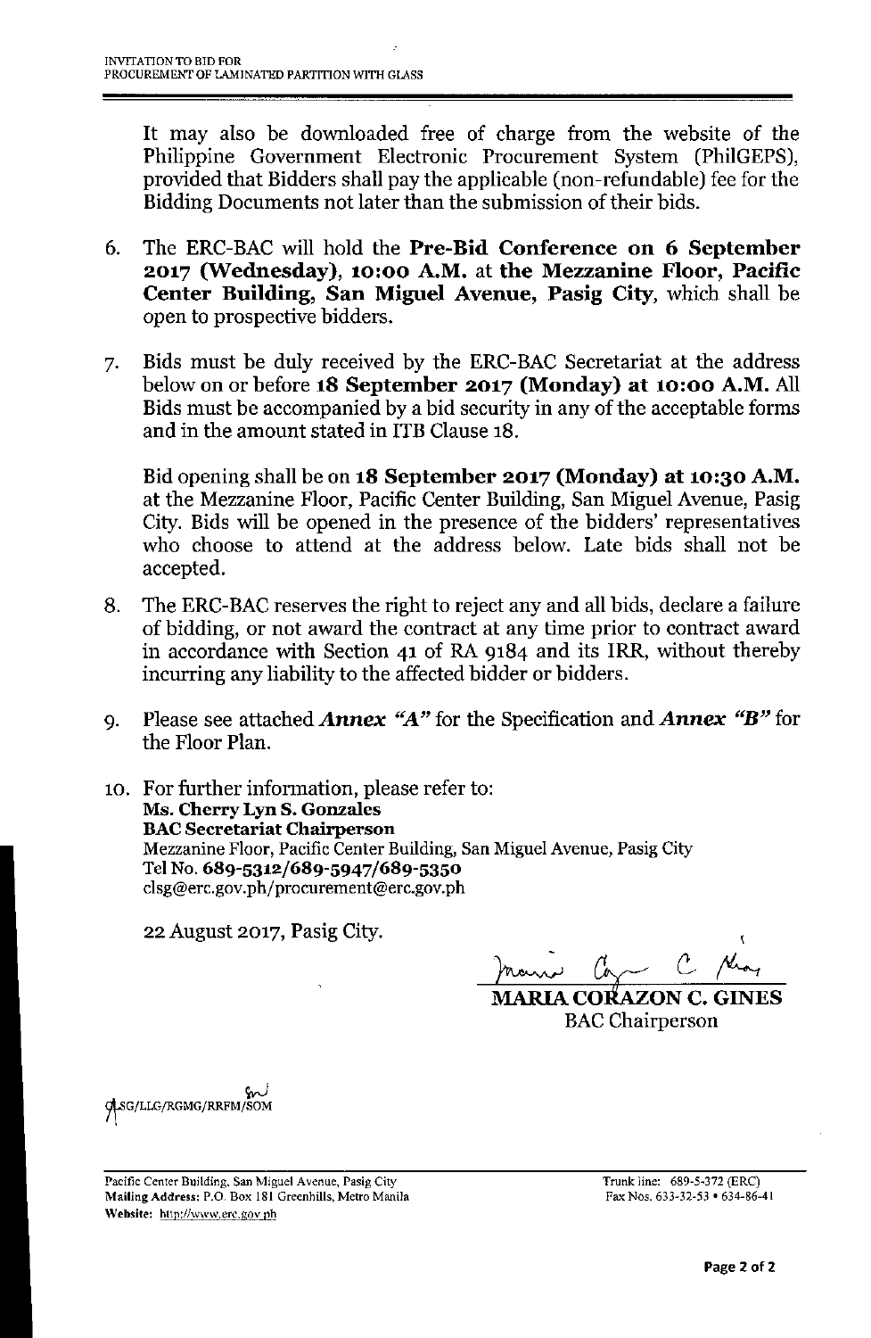It may also be downloaded free of charge from the website of the Philippine Government Electronic Procurement System (PhilGEPS), provided that Bidders shall pay the applicable (non-refundable) fee for the Bidding Documents not later than the submission of their bids.

6. The ERC-BAC will hold the **Pre-Bid Conference on 6 September 2017 (Wednesday), 10:00 A.M.** at **the Mezzanine Floor, Pacific Center Building, San Miguel Avenue, Pasig City,** which shall be open to prospective bidders.

7. Bids must be duly received by the ERC-BAC Secretariat at the address below on or before **18 September 2017 (Monday) at 10:00 A.M.** All Bids must be accompanied by a bid security in any of the acceptable forms and in the amount stated in ITB Clause 18.

   Bid opening shall be on **18 September 2017 (Monday) at 10:30 A.M.** at the Mezzanine Floor, Pacific Center Building, San Miguel Avenue, Pasig City. Bids will be opened in the presence of the bidders' representatives who choose to attend at the address below. Late bids shall not be accepted.

8. The ERC-BAC reserves the right to reject any and all bids, declare a failure of bidding, or not award the contract at any time prior to contract award in accordance with Section 41 of RA 9184 and its IRR, without thereby incurring any liability to the affected bidder or bidders.

9. Please see attached ***Annex "A"*** for the Specification and ***Annex "B"*** for the Floor Plan.

10. For further information, please refer to:
    **Ms. Cherry Lyn S. Gonzales**
    **BAC Secretariat Chairperson**
    Mezzanine Floor, Pacific Center Building, San Miguel Avenue, Pasig City
    Tel No. **689-5312/689-5947/689-5350**
    clsg@erc.gov.ph/procurement@erc.gov.ph

22 August 2017, Pasig City.

**MARIA CORAZON C. GINES**
BAC Chairperson

CLSG/LLG/RGMG/RRFM/SOM

Pacific Center Building, San Miguel Avenue, Pasig City
**Mailing Address:** P.O. Box 181 Greenhills, Metro Manila
**Website:** http://www.erc.gov.ph

Trunk line: 689-5-372 (ERC)
Fax Nos. 633-32-53 • 634-86-41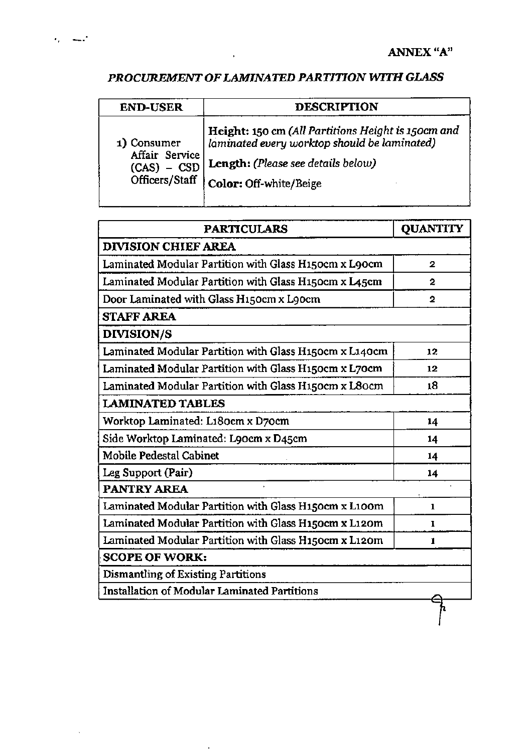**ANNEX "A"**

## *PROCUREMENT OF LAMINATED PARTITION WITH GLASS*

| END-USER | DESCRIPTION |
| --- | --- |
| 1) Consumer Affair Service (CAS) – CSD Officers/Staff | **Height:** 150 cm *(All Partitions Height is 150cm and laminated every worktop should be laminated)*<br>**Length:** *(Please see details below)*<br>**Color:** Off-white/Beige |

| PARTICULARS | QUANTITY |
| --- | --- |
| **DIVISION CHIEF AREA** | |
| Laminated Modular Partition with Glass H150cm x L90cm | 2 |
| Laminated Modular Partition with Glass H150cm x L45cm | 2 |
| Door Laminated with Glass H150cm x L90cm | 2 |
| **STAFF AREA** | |
| **DIVISION/S** | |
| Laminated Modular Partition with Glass H150cm x L140cm | 12 |
| Laminated Modular Partition with Glass H150cm x L70cm | 12 |
| Laminated Modular Partition with Glass H150cm x L80cm | 18 |
| **LAMINATED TABLES** | |
| Worktop Laminated: L180cm x D70cm | 14 |
| Side Worktop Laminated: L90cm x D45cm | 14 |
| Mobile Pedestal Cabinet | 14 |
| Leg Support (Pair) | 14 |
| **PANTRY AREA** | |
| Laminated Modular Partition with Glass H150cm x L100m | 1 |
| Laminated Modular Partition with Glass H150cm x L120m | 1 |
| Laminated Modular Partition with Glass H150cm x L120m | 1 |
| **SCOPE OF WORK:** | |
| Dismantling of Existing Partitions | |
| Installation of Modular Laminated Partitions | |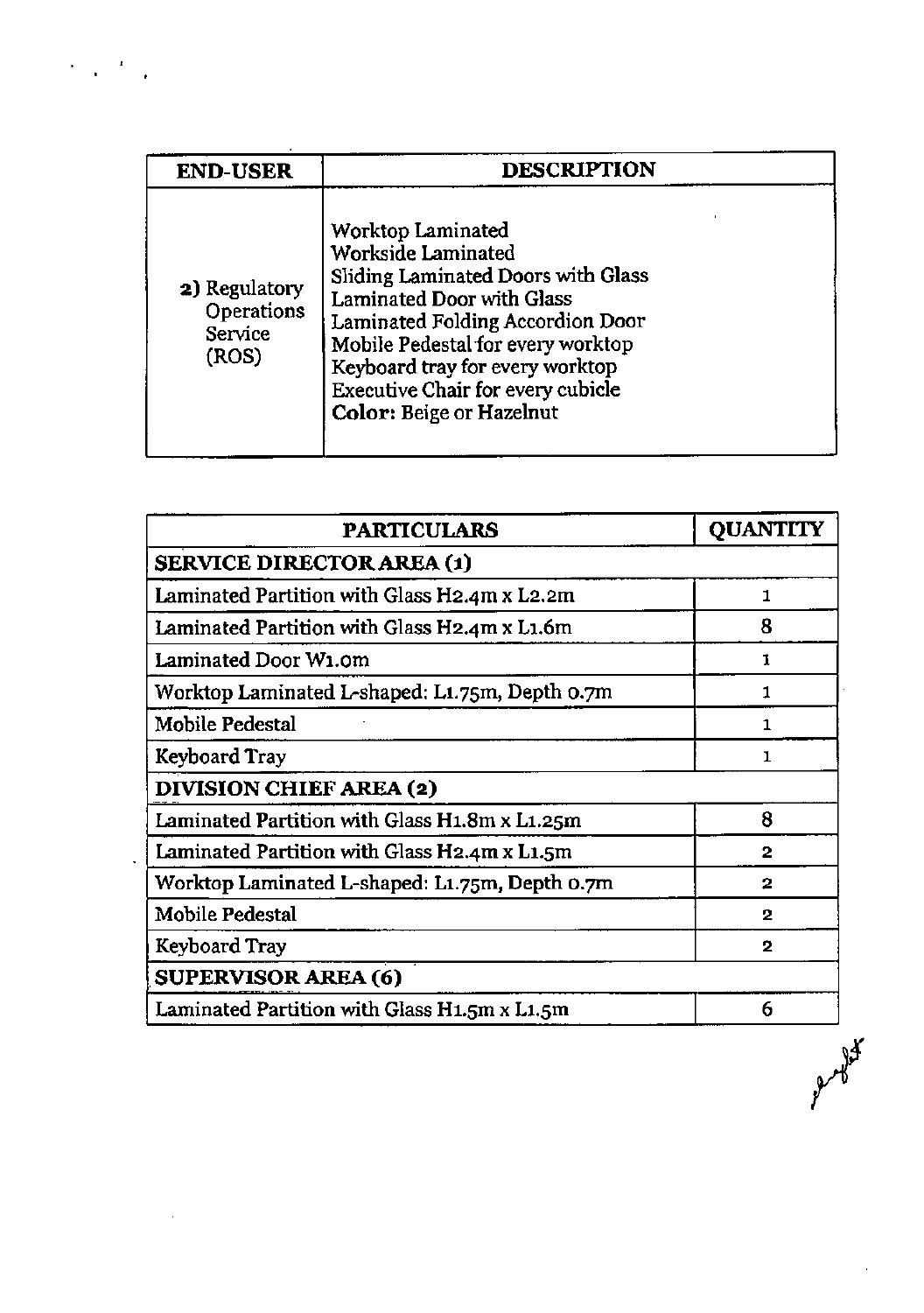| END-USER | DESCRIPTION |
|---|---|
| **2)** Regulatory Operations Service (ROS) | Worktop Laminated<br>Workside Laminated<br>Sliding Laminated Doors with Glass<br>Laminated Door with Glass<br>Laminated Folding Accordion Door<br>Mobile Pedestal for every worktop<br>Keyboard tray for every worktop<br>Executive Chair for every cubicle<br>**Color:** Beige or Hazelnut |

| PARTICULARS | QUANTITY |
|---|---|
| **SERVICE DIRECTOR AREA (1)** | |
| Laminated Partition with Glass H2.4m x L2.2m | 1 |
| Laminated Partition with Glass H2.4m x L1.6m | 8 |
| Laminated Door W1.0m | 1 |
| Worktop Laminated L-shaped: L1.75m, Depth 0.7m | 1 |
| Mobile Pedestal | 1 |
| Keyboard Tray | 1 |
| **DIVISION CHIEF AREA (2)** | |
| Laminated Partition with Glass H1.8m x L1.25m | 8 |
| Laminated Partition with Glass H2.4m x L1.5m | 2 |
| Worktop Laminated L-shaped: L1.75m, Depth 0.7m | 2 |
| Mobile Pedestal | 2 |
| Keyboard Tray | 2 |
| **SUPERVISOR AREA (6)** | |
| Laminated Partition with Glass H1.5m x L1.5m | 6 |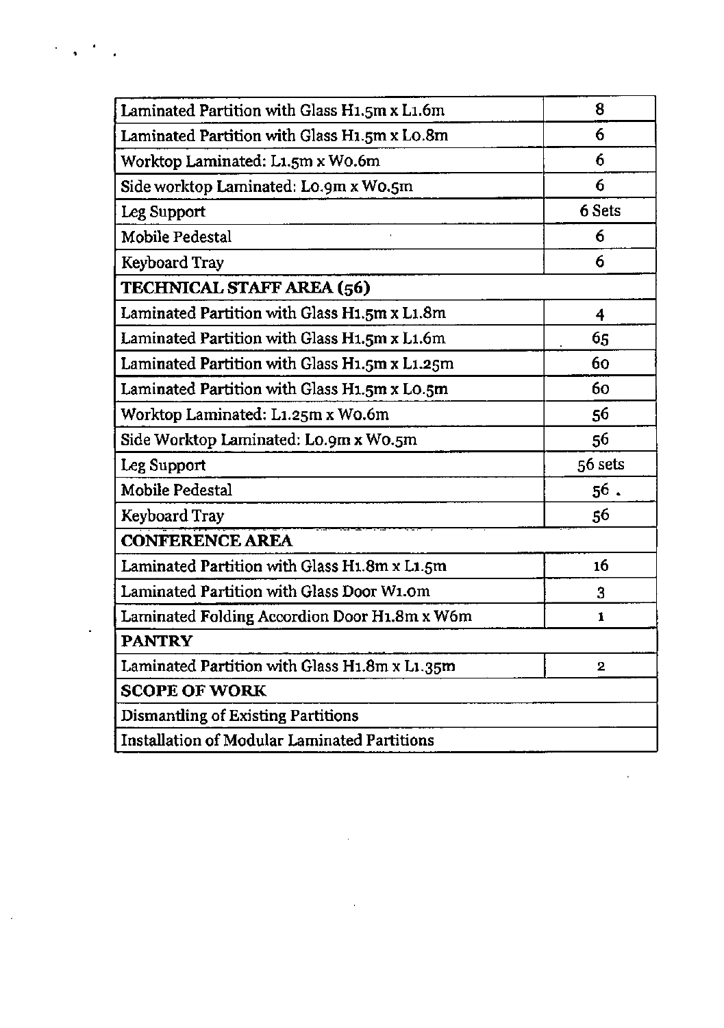| | |
|---|---|
| Laminated Partition with Glass H1.5m x L1.6m | 8 |
| Laminated Partition with Glass H1.5m x L0.8m | 6 |
| Worktop Laminated: L1.5m x W0.6m | 6 |
| Side worktop Laminated: L0.9m x W0.5m | 6 |
| Leg Support | 6 Sets |
| Mobile Pedestal | 6 |
| Keyboard Tray | 6 |
| **TECHNICAL STAFF AREA (56)** | |
| Laminated Partition with Glass H1.5m x L1.8m | 4 |
| Laminated Partition with Glass H1.5m x L1.6m | 65 |
| Laminated Partition with Glass H1.5m x L1.25m | 60 |
| Laminated Partition with Glass H1.5m x L0.5m | 60 |
| Worktop Laminated: L1.25m x W0.6m | 56 |
| Side Worktop Laminated: L0.9m x W0.5m | 56 |
| Leg Support | 56 sets |
| Mobile Pedestal | 56 . |
| Keyboard Tray | 56 |
| **CONFERENCE AREA** | |
| Laminated Partition with Glass H1.8m x L1.5m | 16 |
| Laminated Partition with Glass Door W1.0m | 3 |
| Laminated Folding Accordion Door H1.8m x W6m | 1 |
| **PANTRY** | |
| Laminated Partition with Glass H1.8m x L1.35m | 2 |
| **SCOPE OF WORK** | |
| Dismantling of Existing Partitions | |
| Installation of Modular Laminated Partitions | |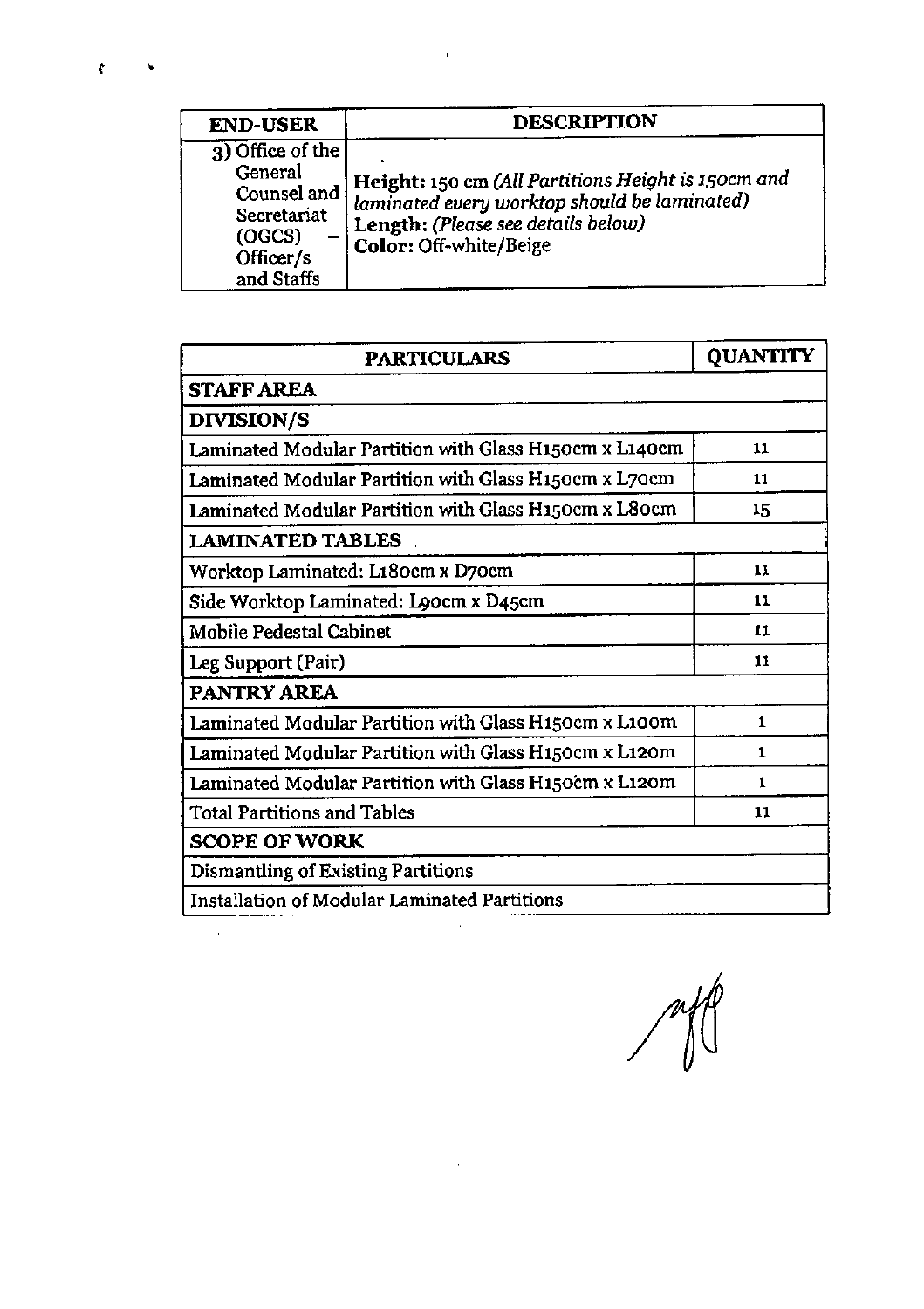| END-USER | DESCRIPTION |
|---|---|
| 3) Office of the General Counsel and Secretariat (OGCS) – Officer/s and Staffs | **Height:** 150 cm *(All Partitions Height is 150cm and laminated every worktop should be laminated)*<br>**Length:** *(Please see details below)*<br>**Color:** Off-white/Beige |

| PARTICULARS | QUANTITY |
|---|---|
| **STAFF AREA** | |
| **DIVISION/S** | |
| Laminated Modular Partition with Glass H150cm x L140cm | 11 |
| Laminated Modular Partition with Glass H150cm x L70cm | 11 |
| Laminated Modular Partition with Glass H150cm x L80cm | 15 |
| **LAMINATED TABLES** | |
| Worktop Laminated: L180cm x D70cm | 11 |
| Side Worktop Laminated: L90cm x D45cm | 11 |
| Mobile Pedestal Cabinet | 11 |
| Leg Support (Pair) | 11 |
| **PANTRY AREA** | |
| Laminated Modular Partition with Glass H150cm x L100m | 1 |
| Laminated Modular Partition with Glass H150cm x L120m | 1 |
| Laminated Modular Partition with Glass H150cm x L120m | 1 |
| Total Partitions and Tables | 11 |
| **SCOPE OF WORK** | |
| Dismantling of Existing Partitions | |
| Installation of Modular Laminated Partitions | |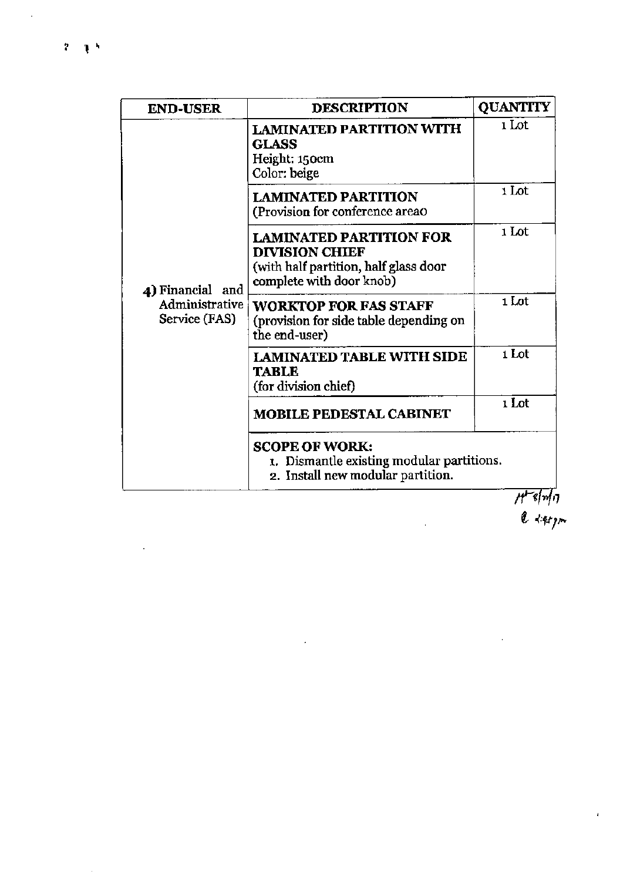| END-USER | DESCRIPTION | QUANTITY |
|---|---|---|
| 4) Financial and Administrative Service (FAS) | **LAMINATED PARTITION WITH GLASS**<br>Height: 150cm<br>Color: beige | 1 Lot |
| | **LAMINATED PARTITION**<br>(Provision for conference areao | 1 Lot |
| | **LAMINATED PARTITION FOR DIVISION CHIEF**<br>(with half partition, half glass door complete with door knob) | 1 Lot |
| | **WORKTOP FOR FAS STAFF**<br>(provision for side table depending on the end-user) | 1 Lot |
| | **LAMINATED TABLE WITH SIDE TABLE**<br>(for division chief) | 1 Lot |
| | **MOBILE PEDESTAL CABINET** | 1 Lot |
| | **SCOPE OF WORK:**<br>1. Dismantle existing modular partitions.<br>2. Install new modular partition. | |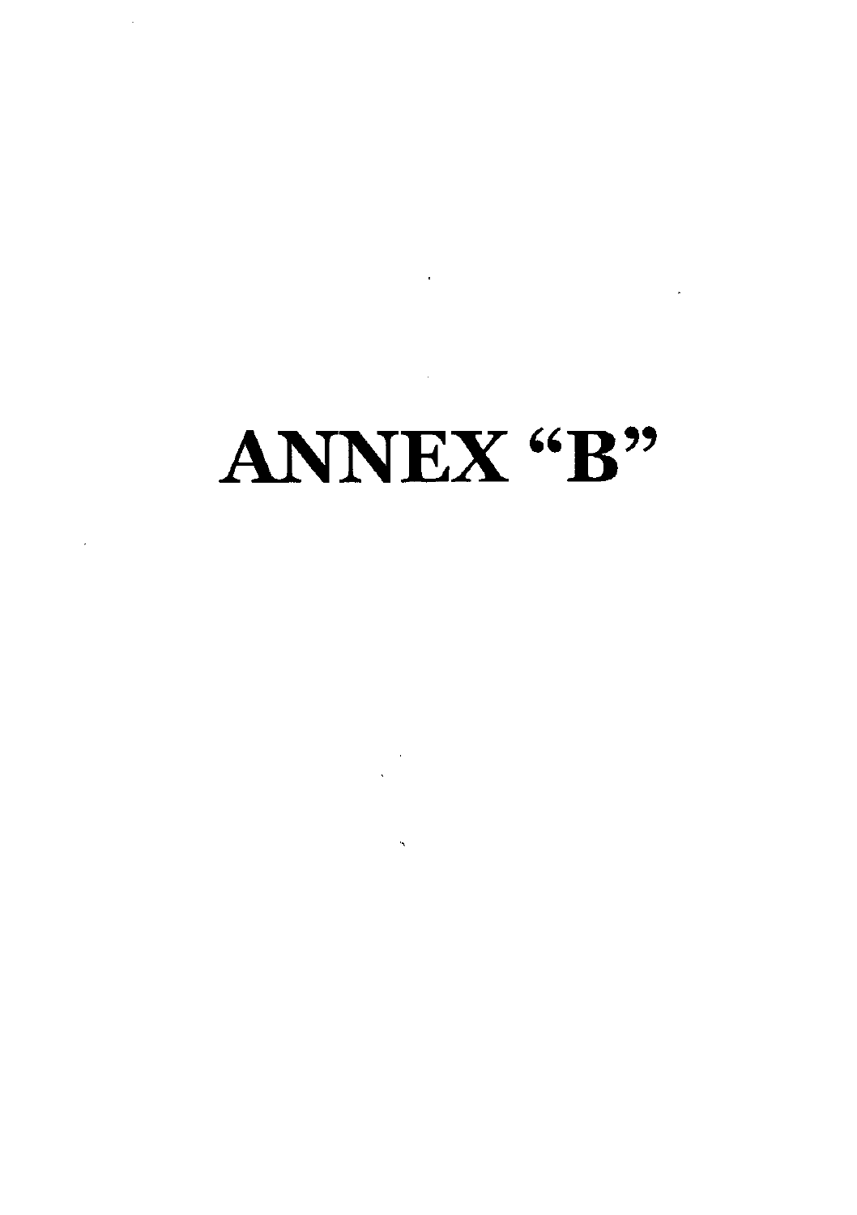# ANNEX "B"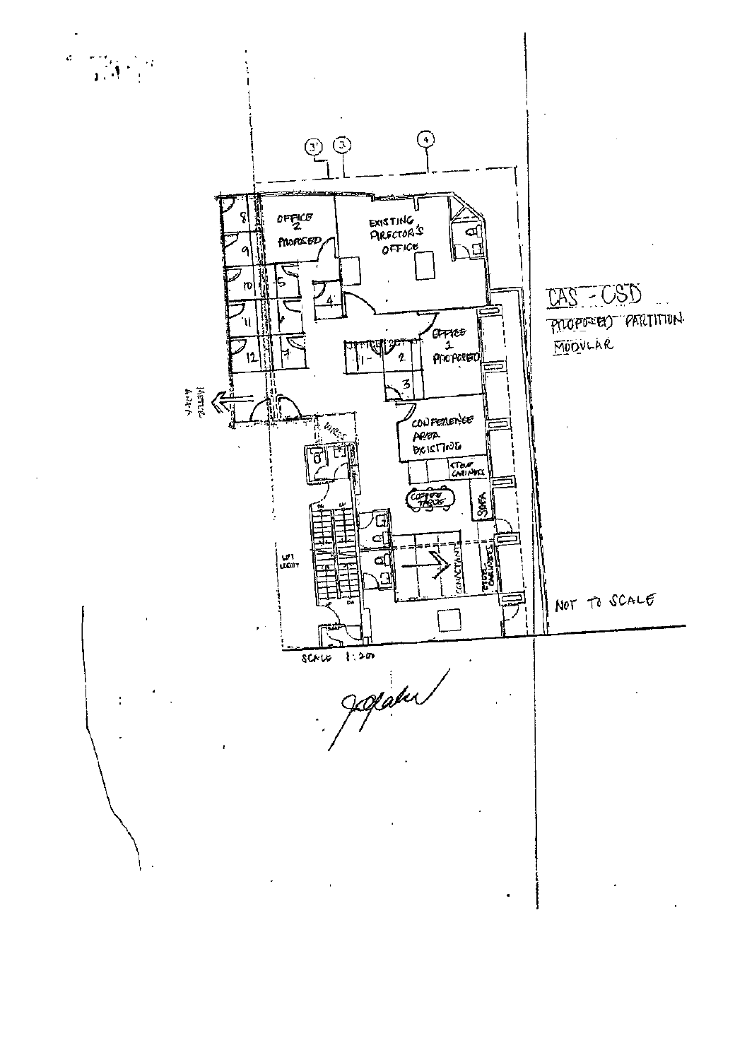CAS - CSD

PROPOSED PARTITION

MODULAR

NOT TO SCALE

OFFICE 2 PROPOSED

EXISTING DIRECTOR'S OFFICE

OFFICE 1 PROPOSED

CONFERENCE AREA EXISTING

STEEL CABINETS

COFFEE TABLE

SOFA

CONSULTANT

STEEL CABINETS

LIFT LOBBY

WIRES

SCALE 1:200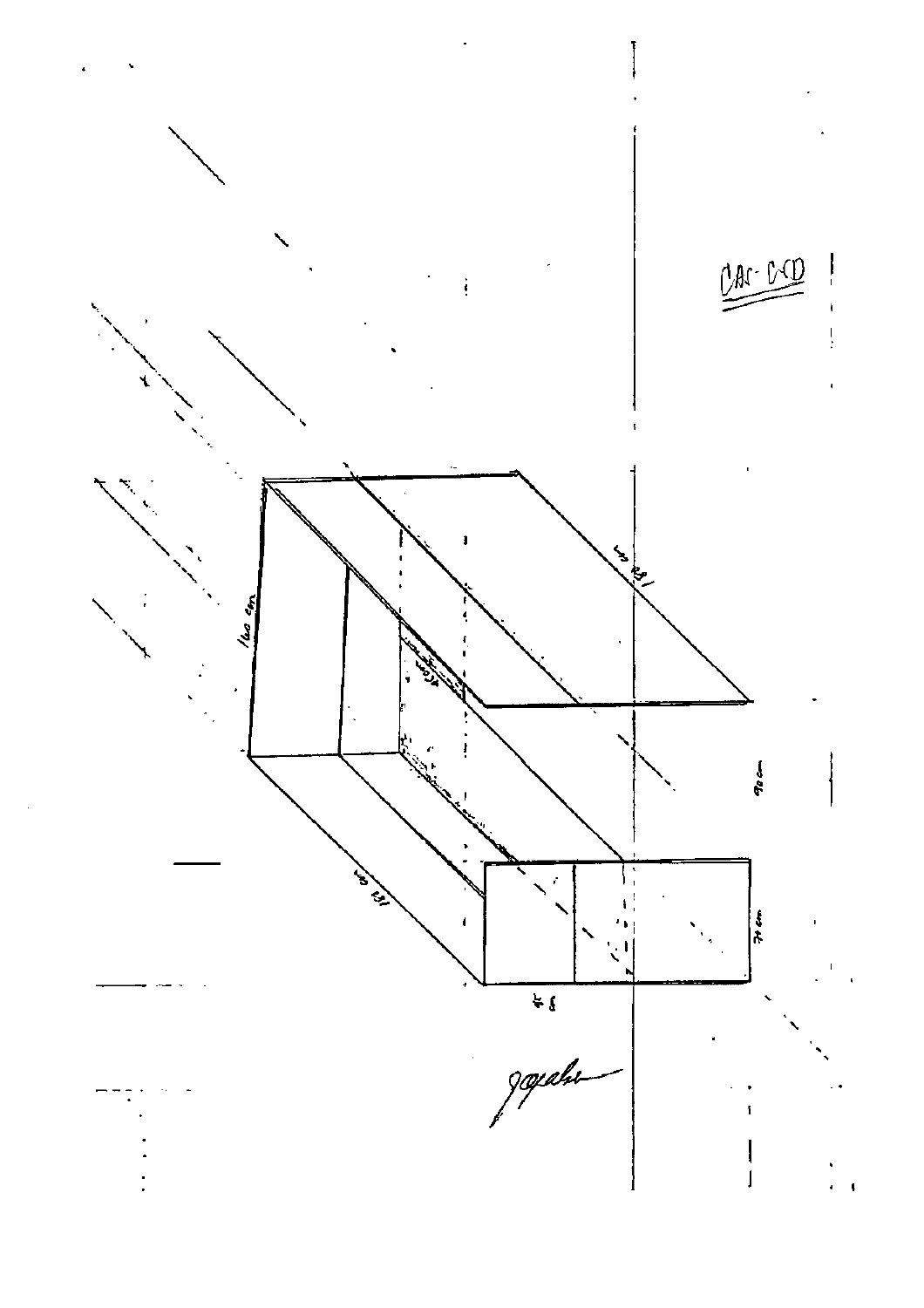CAS-C+D

160 cm

183 cm

183 cm

40 cm

90 cm

70 cm

85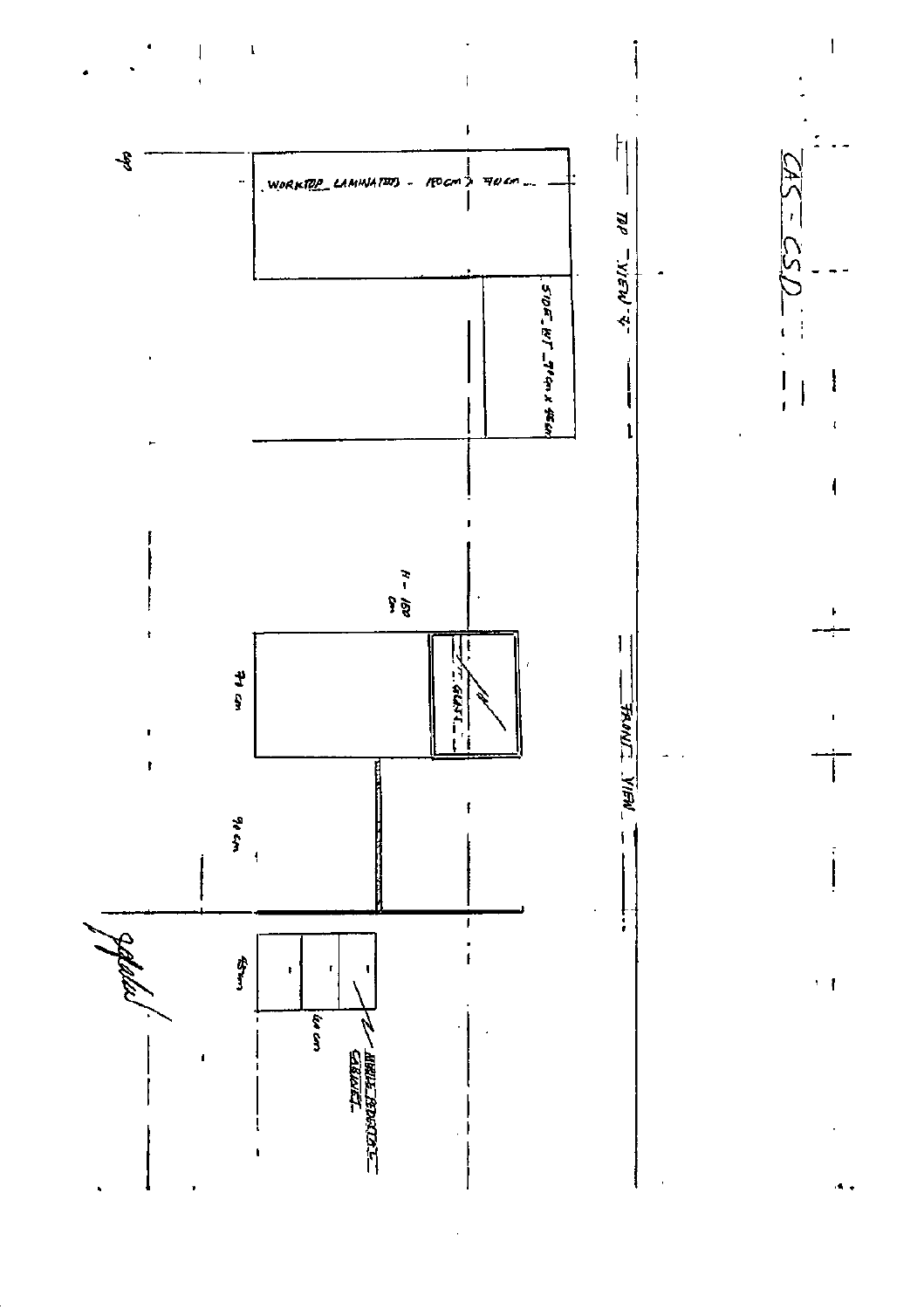CAS - CSD

TOP VIEW

WORKTOP LAMINATED - 180cm x 70cm

SIDE WT - 70cm x 45cm

FRONT VIEW

H - 180 cm

70 cm

90 cm

45 cm

60 cm

MOBILE PEDESTAL CABINET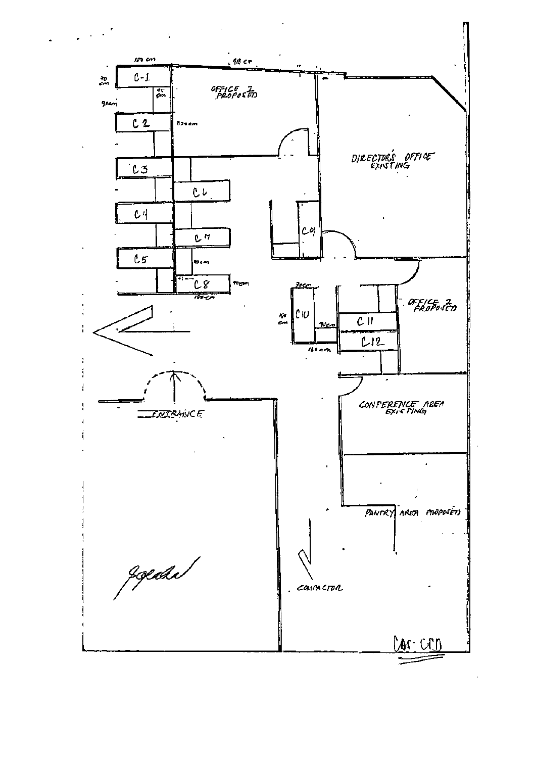OFFICE 1 PROPOSED

DIRECTOR'S OFFICE EXISTING

C-1

C 2

C 3

C 6

C 4

C 7

C 5

C 8

C 9

C 10

C 11

C 12

OFFICE 2 PROPOSED

ENTRANCE

CONFERENCE AREA EXISTING

PANTRY AREA PROPOSED

COMPACTOR

180 cm

918 cm

70 cm

45 cm

90 cm

834 cm

90 cm

70 cm

160 cm

70 cm

90 cm

160 cm

CAS-CCD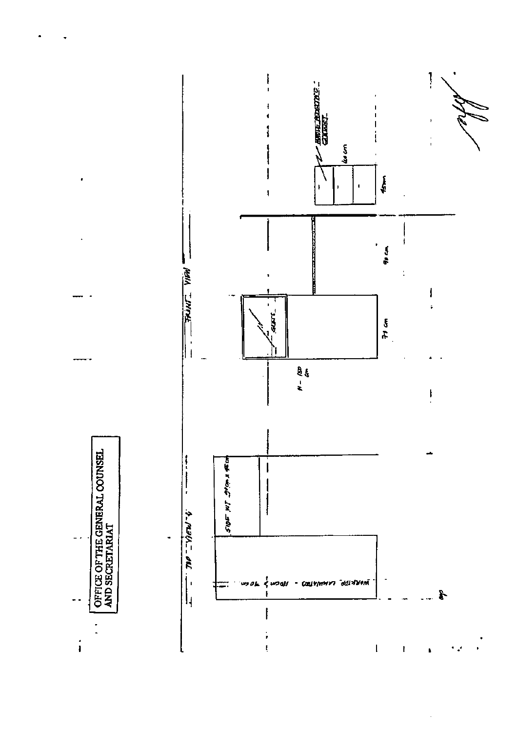OFFICE OF THE GENERAL COUNSEL AND SECRETARIAT

TOP - VIEW

SIDE WT 90 cm x 45 cm

WORKTOP LAMINATED - 180 cm x 90 cm

FRONT VIEW

SCREEN

H - 120 cm

73 cm

90 cm

MOBILE PEDESTAL CABINET

60 cm

45 cm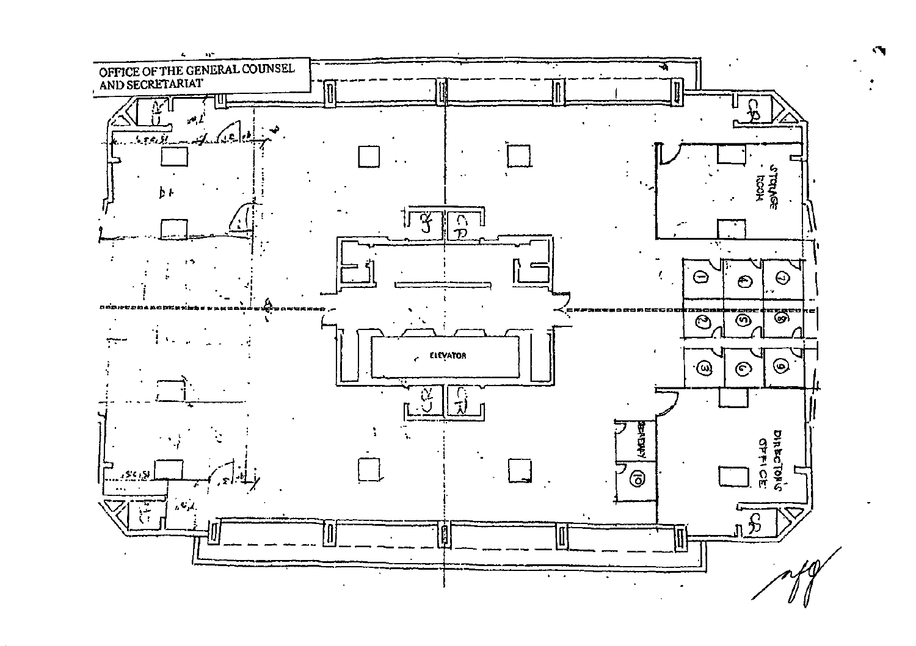OFFICE OF THE GENERAL COUNSEL AND SECRETARIAT

CR

STORAGE ROOM

CR

CR

ELEVATOR

CR

CR

1 4 7

2 5 8

3 6 9

SECRETARY

10

DIRECTOR'S OFFICE

CR

CR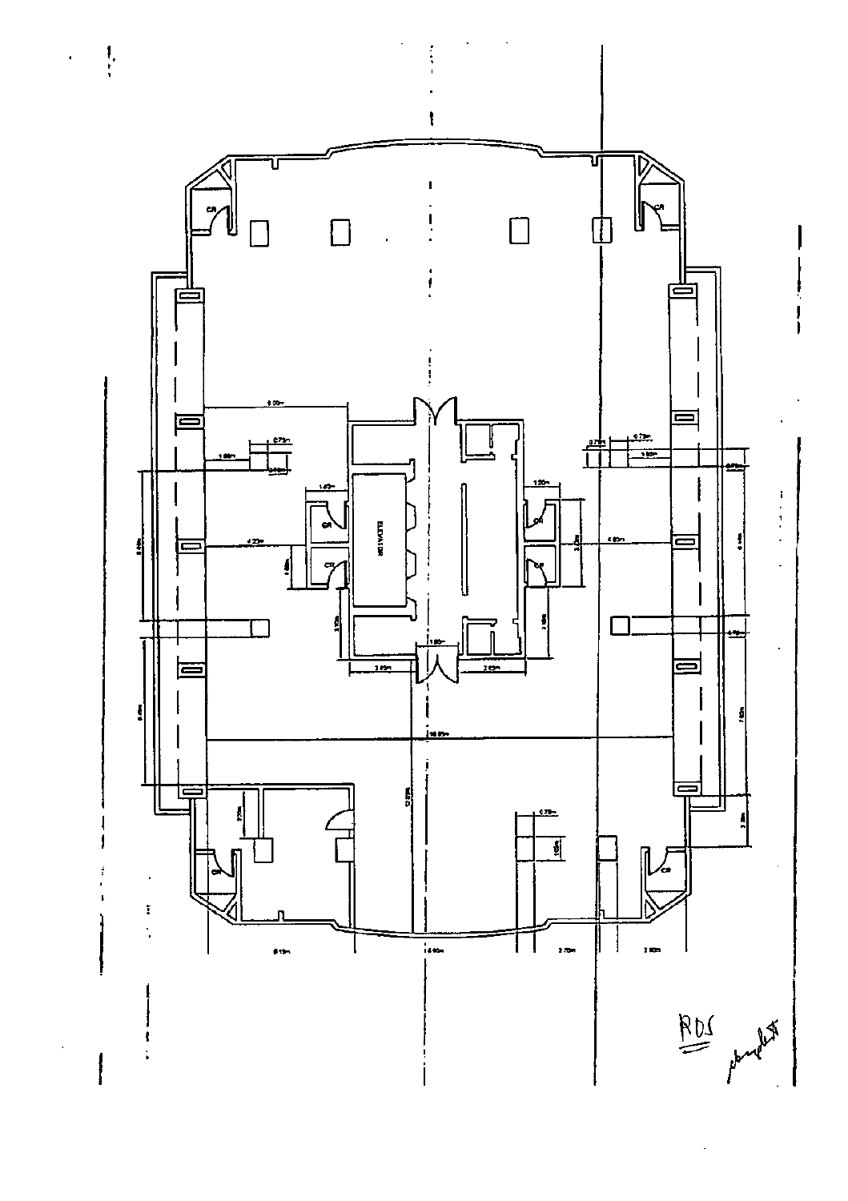RDS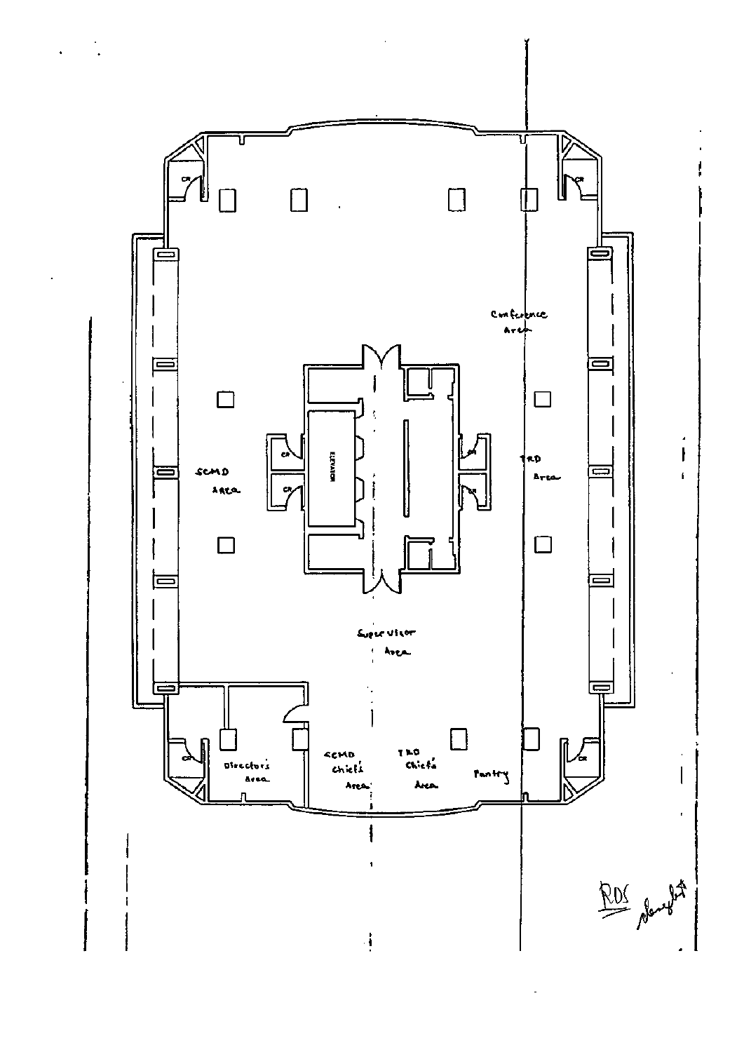CR

CR

Conference Area

CR

CR

ELEVATOR

CR

CR

SCMD Area

TRD Area

Supervisor Area

CR

Directors Area

SCMD Chiefs Area

TRD Chiefs Area

Pantry

CR

RDS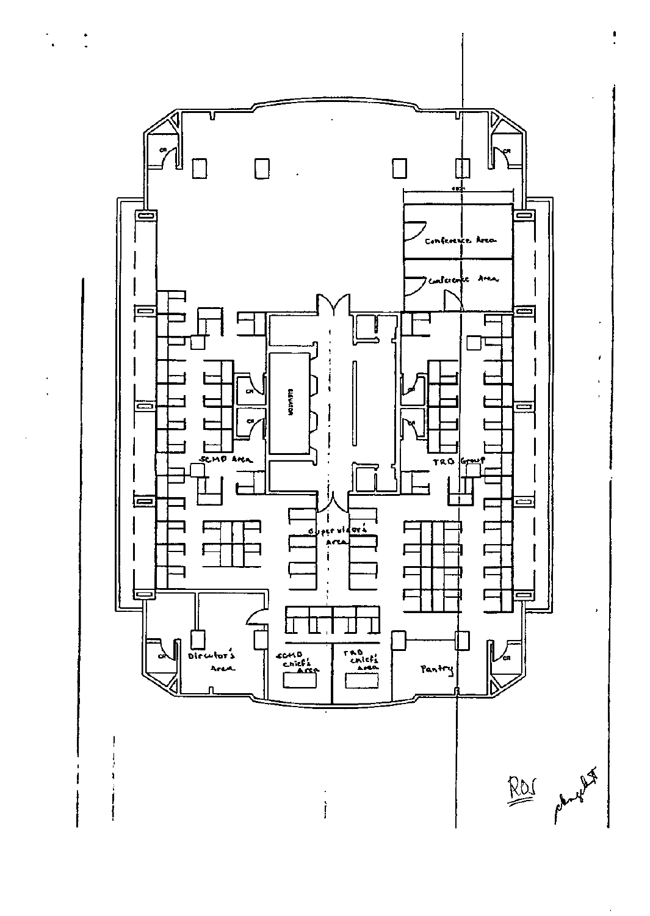Conference Area

Conference Area

ELEVATOR

SCMD Area

TRD Group

Supervisor's Area

Director's Area

SCMD chief's Area

TRD chief's Area

Pantry

ROS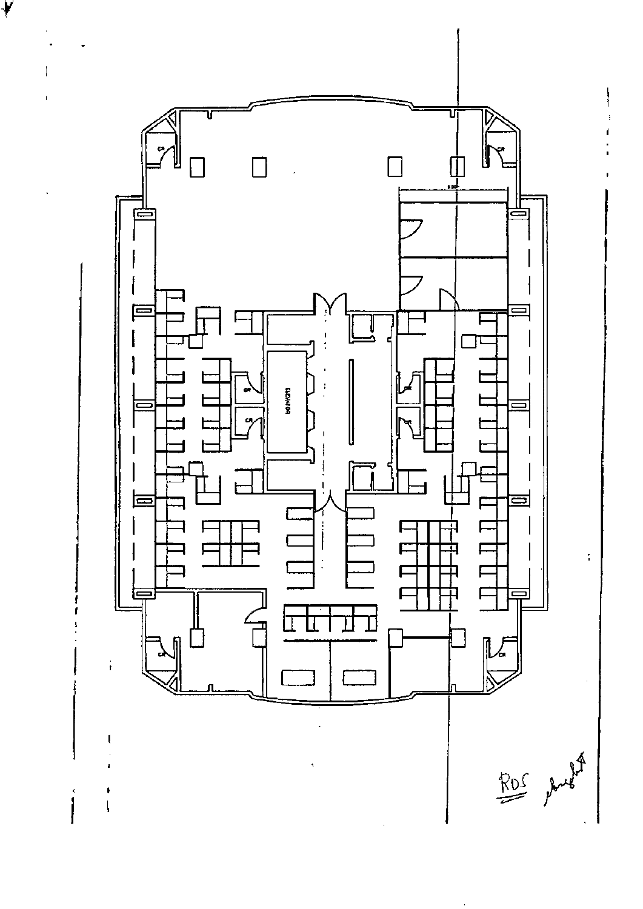CR

CR

CR

CR

ELEVATOR

CR

CR

CR

CR

CR

CR

RDS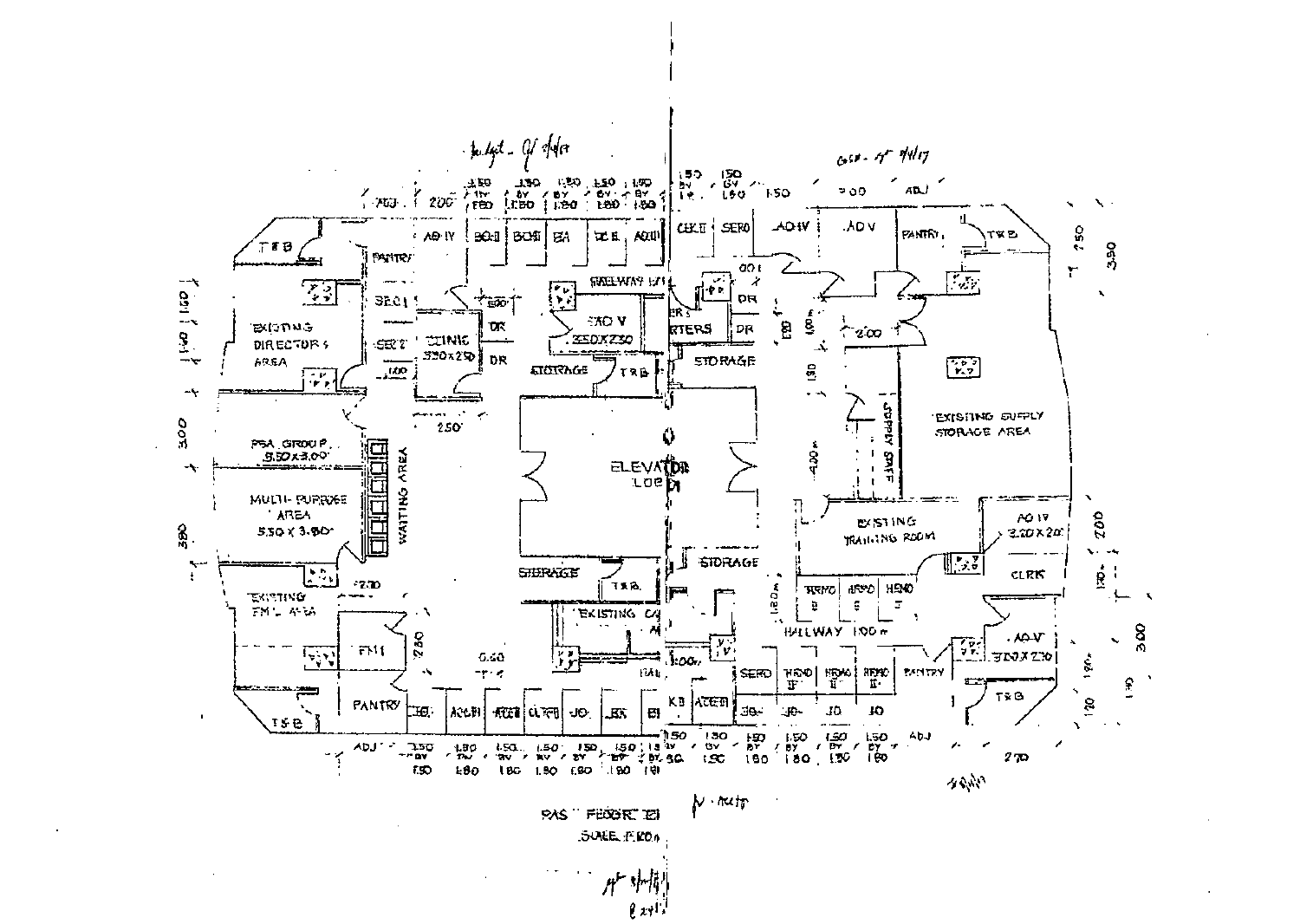EXISTING DIRECTOR'S AREA

PSA GROUP 5.50 x 3.00

MULTI-PURPOSE AREA 5.50 x 3.80

EXISTING FMI AREA

WAITING AREA

CLINIC 3.30 x 2.50

ELEVATOR LOBBY

STORAGE

T&B

PANTRY

SEC I

SEC II

ADJ

ADV

AD IV

BO II

BO III

EA

DE II

AD II

CLERK

SERO

AD IV

DR

FMI

SRO V 3.50 x 2.30

STAIRWAY

PORTERS

EXISTING SUPPLY STORAGE AREA

SUPPLY STAFF

EXISTING TRAINING ROOM

AO IV 3.20 x 2.00

AO V 3.20 x 2.30

HEMO

HEMO II

HALLWAY 1.00 m

EXISTING CA

ACCTG

CUTPB

JO

KB

PAS FLOOR PLAN

SCALE 1:100